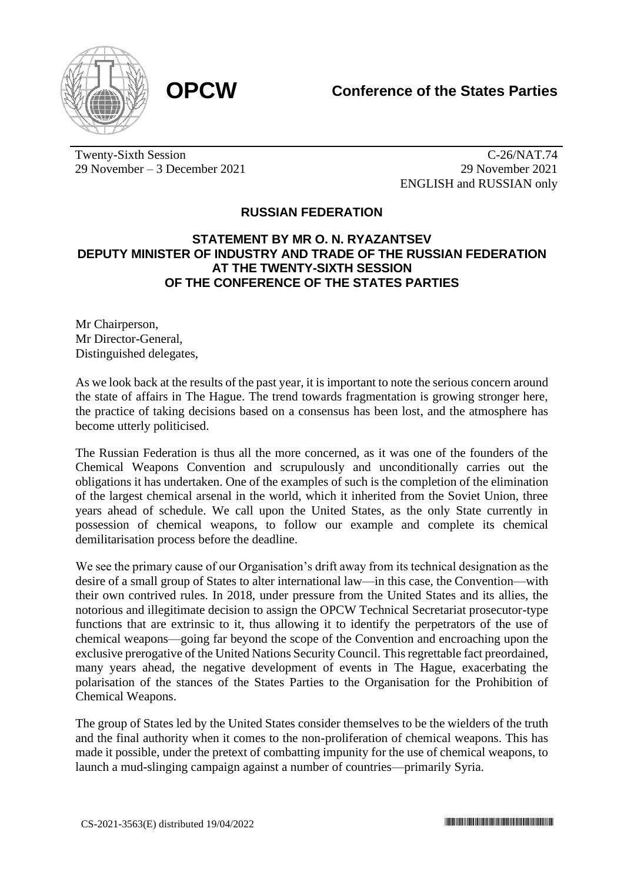**OPCW** **Conference of the States Parties**

Twenty-Sixth Session
29 November – 3 December 2021

C-26/NAT.74
29 November 2021
ENGLISH and RUSSIAN only

## RUSSIAN FEDERATION

### STATEMENT BY MR O. N. RYAZANTSEV DEPUTY MINISTER OF INDUSTRY AND TRADE OF THE RUSSIAN FEDERATION AT THE TWENTY-SIXTH SESSION OF THE CONFERENCE OF THE STATES PARTIES

Mr Chairperson,
Mr Director-General,
Distinguished delegates,

As we look back at the results of the past year, it is important to note the serious concern around the state of affairs in The Hague. The trend towards fragmentation is growing stronger here, the practice of taking decisions based on a consensus has been lost, and the atmosphere has become utterly politicised.

The Russian Federation is thus all the more concerned, as it was one of the founders of the Chemical Weapons Convention and scrupulously and unconditionally carries out the obligations it has undertaken. One of the examples of such is the completion of the elimination of the largest chemical arsenal in the world, which it inherited from the Soviet Union, three years ahead of schedule. We call upon the United States, as the only State currently in possession of chemical weapons, to follow our example and complete its chemical demilitarisation process before the deadline.

We see the primary cause of our Organisation's drift away from its technical designation as the desire of a small group of States to alter international law—in this case, the Convention—with their own contrived rules. In 2018, under pressure from the United States and its allies, the notorious and illegitimate decision to assign the OPCW Technical Secretariat prosecutor-type functions that are extrinsic to it, thus allowing it to identify the perpetrators of the use of chemical weapons—going far beyond the scope of the Convention and encroaching upon the exclusive prerogative of the United Nations Security Council. This regrettable fact preordained, many years ahead, the negative development of events in The Hague, exacerbating the polarisation of the stances of the States Parties to the Organisation for the Prohibition of Chemical Weapons.

The group of States led by the United States consider themselves to be the wielders of the truth and the final authority when it comes to the non-proliferation of chemical weapons. This has made it possible, under the pretext of combatting impunity for the use of chemical weapons, to launch a mud-slinging campaign against a number of countries—primarily Syria.

CS-2021-3563(E) distributed 19/04/2022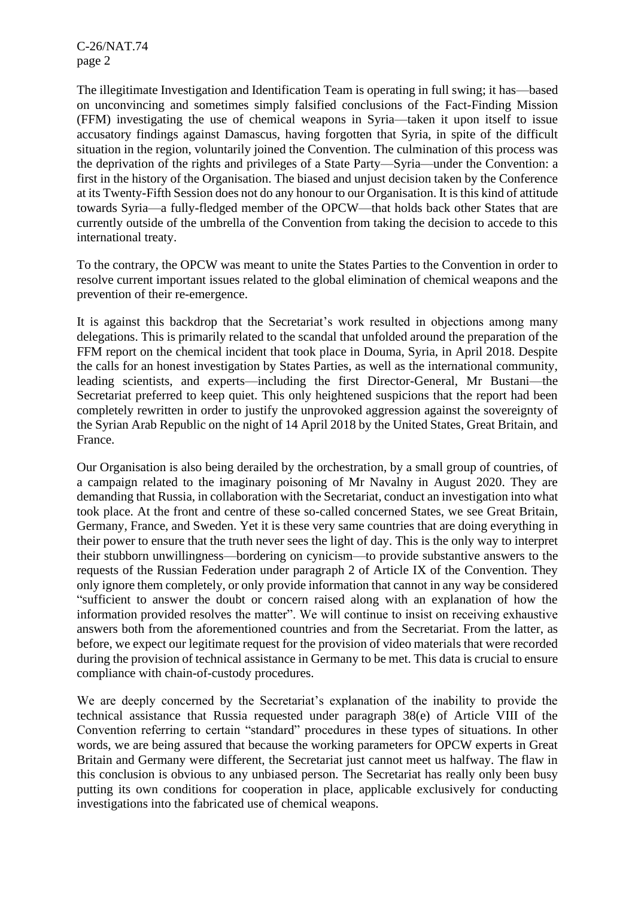The illegitimate Investigation and Identification Team is operating in full swing; it has—based on unconvincing and sometimes simply falsified conclusions of the Fact-Finding Mission (FFM) investigating the use of chemical weapons in Syria—taken it upon itself to issue accusatory findings against Damascus, having forgotten that Syria, in spite of the difficult situation in the region, voluntarily joined the Convention. The culmination of this process was the deprivation of the rights and privileges of a State Party—Syria—under the Convention: a first in the history of the Organisation. The biased and unjust decision taken by the Conference at its Twenty-Fifth Session does not do any honour to our Organisation. It is this kind of attitude towards Syria—a fully-fledged member of the OPCW—that holds back other States that are currently outside of the umbrella of the Convention from taking the decision to accede to this international treaty.

To the contrary, the OPCW was meant to unite the States Parties to the Convention in order to resolve current important issues related to the global elimination of chemical weapons and the prevention of their re-emergence.

It is against this backdrop that the Secretariat's work resulted in objections among many delegations. This is primarily related to the scandal that unfolded around the preparation of the FFM report on the chemical incident that took place in Douma, Syria, in April 2018. Despite the calls for an honest investigation by States Parties, as well as the international community, leading scientists, and experts—including the first Director-General, Mr Bustani—the Secretariat preferred to keep quiet. This only heightened suspicions that the report had been completely rewritten in order to justify the unprovoked aggression against the sovereignty of the Syrian Arab Republic on the night of 14 April 2018 by the United States, Great Britain, and France.

Our Organisation is also being derailed by the orchestration, by a small group of countries, of a campaign related to the imaginary poisoning of Mr Navalny in August 2020. They are demanding that Russia, in collaboration with the Secretariat, conduct an investigation into what took place. At the front and centre of these so-called concerned States, we see Great Britain, Germany, France, and Sweden. Yet it is these very same countries that are doing everything in their power to ensure that the truth never sees the light of day. This is the only way to interpret their stubborn unwillingness—bordering on cynicism—to provide substantive answers to the requests of the Russian Federation under paragraph 2 of Article IX of the Convention. They only ignore them completely, or only provide information that cannot in any way be considered "sufficient to answer the doubt or concern raised along with an explanation of how the information provided resolves the matter". We will continue to insist on receiving exhaustive answers both from the aforementioned countries and from the Secretariat. From the latter, as before, we expect our legitimate request for the provision of video materials that were recorded during the provision of technical assistance in Germany to be met. This data is crucial to ensure compliance with chain-of-custody procedures.

We are deeply concerned by the Secretariat's explanation of the inability to provide the technical assistance that Russia requested under paragraph 38(e) of Article VIII of the Convention referring to certain "standard" procedures in these types of situations. In other words, we are being assured that because the working parameters for OPCW experts in Great Britain and Germany were different, the Secretariat just cannot meet us halfway. The flaw in this conclusion is obvious to any unbiased person. The Secretariat has really only been busy putting its own conditions for cooperation in place, applicable exclusively for conducting investigations into the fabricated use of chemical weapons.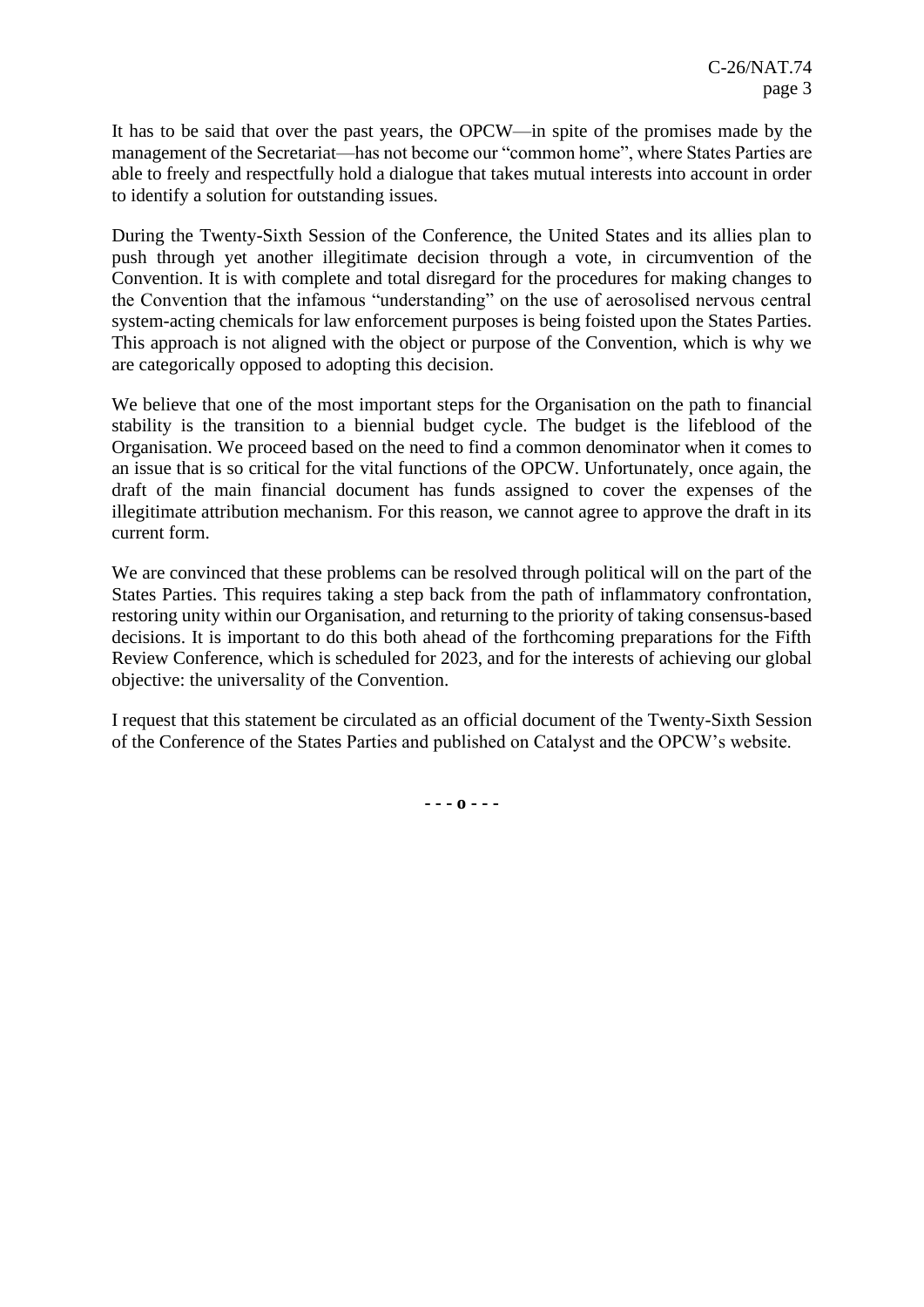It has to be said that over the past years, the OPCW—in spite of the promises made by the management of the Secretariat—has not become our "common home", where States Parties are able to freely and respectfully hold a dialogue that takes mutual interests into account in order to identify a solution for outstanding issues.

During the Twenty-Sixth Session of the Conference, the United States and its allies plan to push through yet another illegitimate decision through a vote, in circumvention of the Convention. It is with complete and total disregard for the procedures for making changes to the Convention that the infamous "understanding" on the use of aerosolised nervous central system-acting chemicals for law enforcement purposes is being foisted upon the States Parties. This approach is not aligned with the object or purpose of the Convention, which is why we are categorically opposed to adopting this decision.

We believe that one of the most important steps for the Organisation on the path to financial stability is the transition to a biennial budget cycle. The budget is the lifeblood of the Organisation. We proceed based on the need to find a common denominator when it comes to an issue that is so critical for the vital functions of the OPCW. Unfortunately, once again, the draft of the main financial document has funds assigned to cover the expenses of the illegitimate attribution mechanism. For this reason, we cannot agree to approve the draft in its current form.

We are convinced that these problems can be resolved through political will on the part of the States Parties. This requires taking a step back from the path of inflammatory confrontation, restoring unity within our Organisation, and returning to the priority of taking consensus-based decisions. It is important to do this both ahead of the forthcoming preparations for the Fifth Review Conference, which is scheduled for 2023, and for the interests of achieving our global objective: the universality of the Convention.

I request that this statement be circulated as an official document of the Twenty-Sixth Session of the Conference of the States Parties and published on Catalyst and the OPCW's website.

**- - - o - - -**